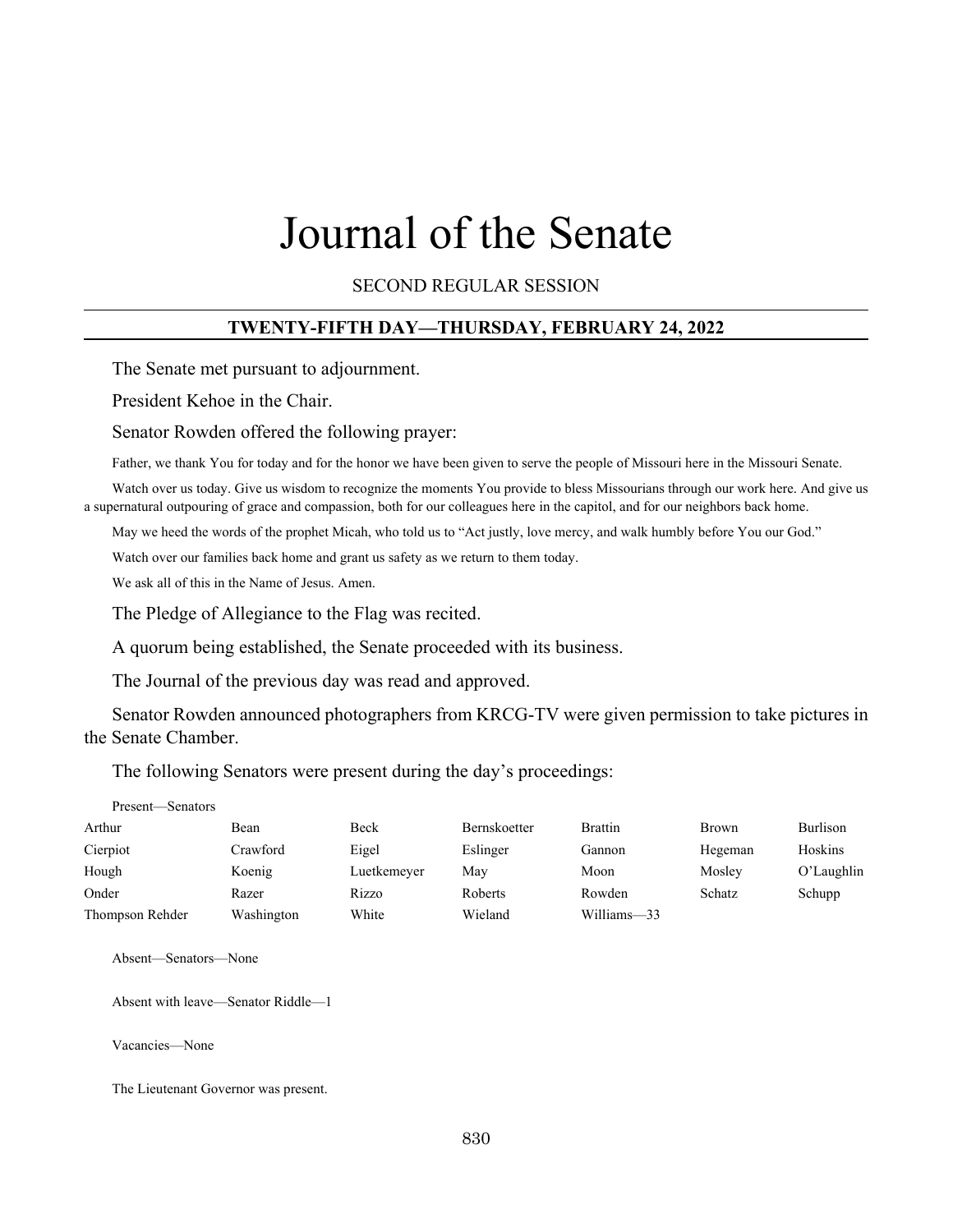# Journal of the Senate

SECOND REGULAR SESSION

## TWENTY-FIFTH DAY—THURSDAY, FEBRUARY 24, 2022

The Senate met pursuant to adjournment.

President Kehoe in the Chair.

Senator Rowden offered the following prayer:

Father, we thank You for today and for the honor we have been given to serve the people of Missouri here in the Missouri Senate.

Watch over us today. Give us wisdom to recognize the moments You provide to bless Missourians through our work here. And give us a supernatural outpouring of grace and compassion, both for our colleagues here in the capitol, and for our neighbors back home.

May we heed the words of the prophet Micah, who told us to "Act justly, love mercy, and walk humbly before You our God."

Watch over our families back home and grant us safety as we return to them today.

We ask all of this in the Name of Jesus. Amen.

The Pledge of Allegiance to the Flag was recited.

A quorum being established, the Senate proceeded with its business.

The Journal of the previous day was read and approved.

Senator Rowden announced photographers from KRCG-TV were given permission to take pictures in the Senate Chamber.

The following Senators were present during the day's proceedings:

Present—Senators

| | | | | | | |
|---|---|---|---|---|---|---|
| Arthur | Bean | Beck | Bernskoetter | Brattin | Brown | Burlison |
| Cierpiot | Crawford | Eigel | Eslinger | Gannon | Hegeman | Hoskins |
| Hough | Koenig | Luetkemeyer | May | Moon | Mosley | O'Laughlin |
| Onder | Razer | Rizzo | Roberts | Rowden | Schatz | Schupp |
| Thompson Rehder | Washington | White | Wieland | Williams—33 | | |

Absent—Senators—None

Absent with leave—Senator Riddle—1

Vacancies—None

The Lieutenant Governor was present.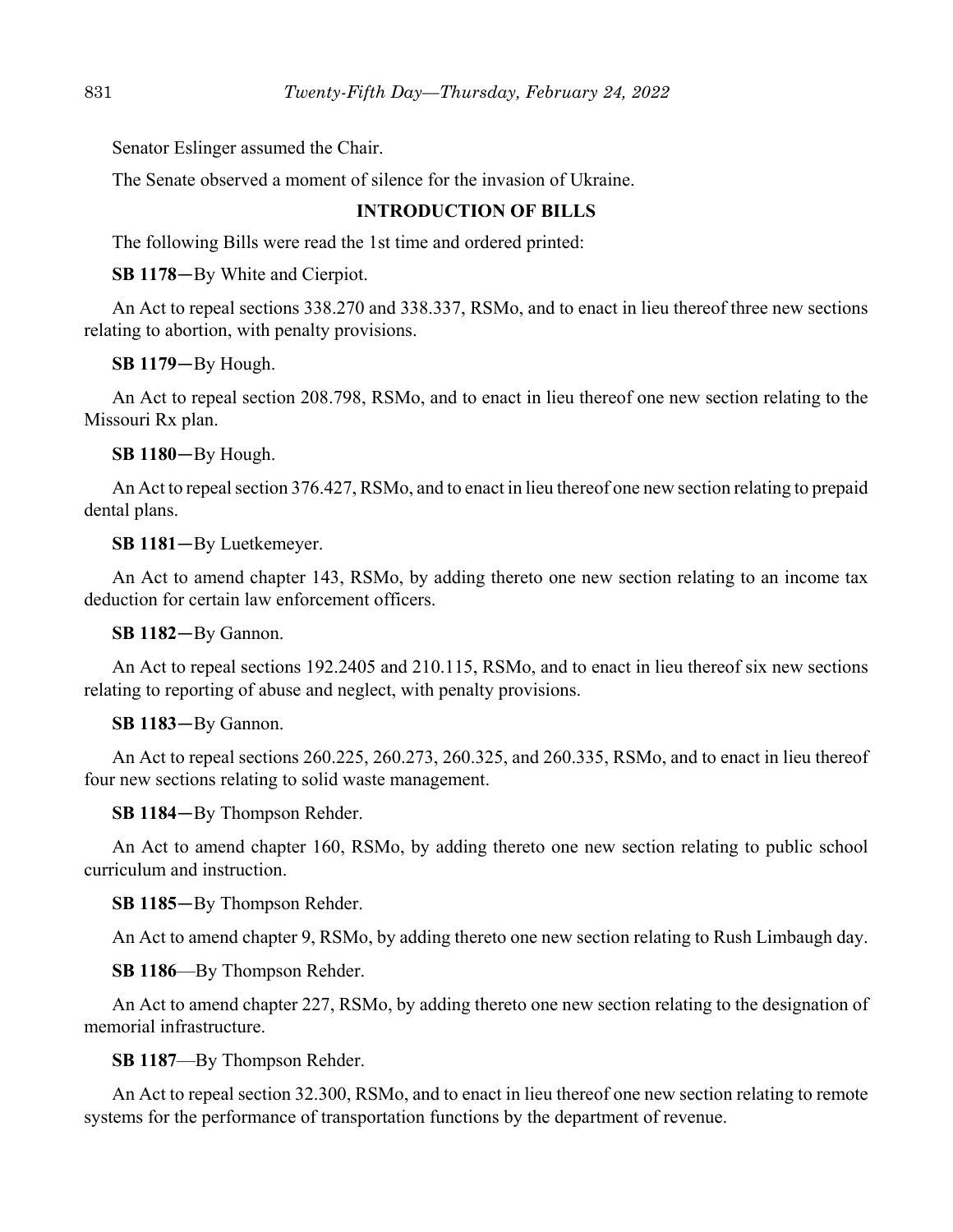Senator Eslinger assumed the Chair.

The Senate observed a moment of silence for the invasion of Ukraine.

### INTRODUCTION OF BILLS

The following Bills were read the 1st time and ordered printed:

**SB 1178**—By White and Cierpiot.

An Act to repeal sections 338.270 and 338.337, RSMo, and to enact in lieu thereof three new sections relating to abortion, with penalty provisions.

**SB 1179**—By Hough.

An Act to repeal section 208.798, RSMo, and to enact in lieu thereof one new section relating to the Missouri Rx plan.

**SB 1180**—By Hough.

An Act to repeal section 376.427, RSMo, and to enact in lieu thereof one new section relating to prepaid dental plans.

**SB 1181**—By Luetkemeyer.

An Act to amend chapter 143, RSMo, by adding thereto one new section relating to an income tax deduction for certain law enforcement officers.

**SB 1182**—By Gannon.

An Act to repeal sections 192.2405 and 210.115, RSMo, and to enact in lieu thereof six new sections relating to reporting of abuse and neglect, with penalty provisions.

**SB 1183**—By Gannon.

An Act to repeal sections 260.225, 260.273, 260.325, and 260.335, RSMo, and to enact in lieu thereof four new sections relating to solid waste management.

**SB 1184**—By Thompson Rehder.

An Act to amend chapter 160, RSMo, by adding thereto one new section relating to public school curriculum and instruction.

**SB 1185**—By Thompson Rehder.

An Act to amend chapter 9, RSMo, by adding thereto one new section relating to Rush Limbaugh day.

**SB 1186**—By Thompson Rehder.

An Act to amend chapter 227, RSMo, by adding thereto one new section relating to the designation of memorial infrastructure.

**SB 1187**—By Thompson Rehder.

An Act to repeal section 32.300, RSMo, and to enact in lieu thereof one new section relating to remote systems for the performance of transportation functions by the department of revenue.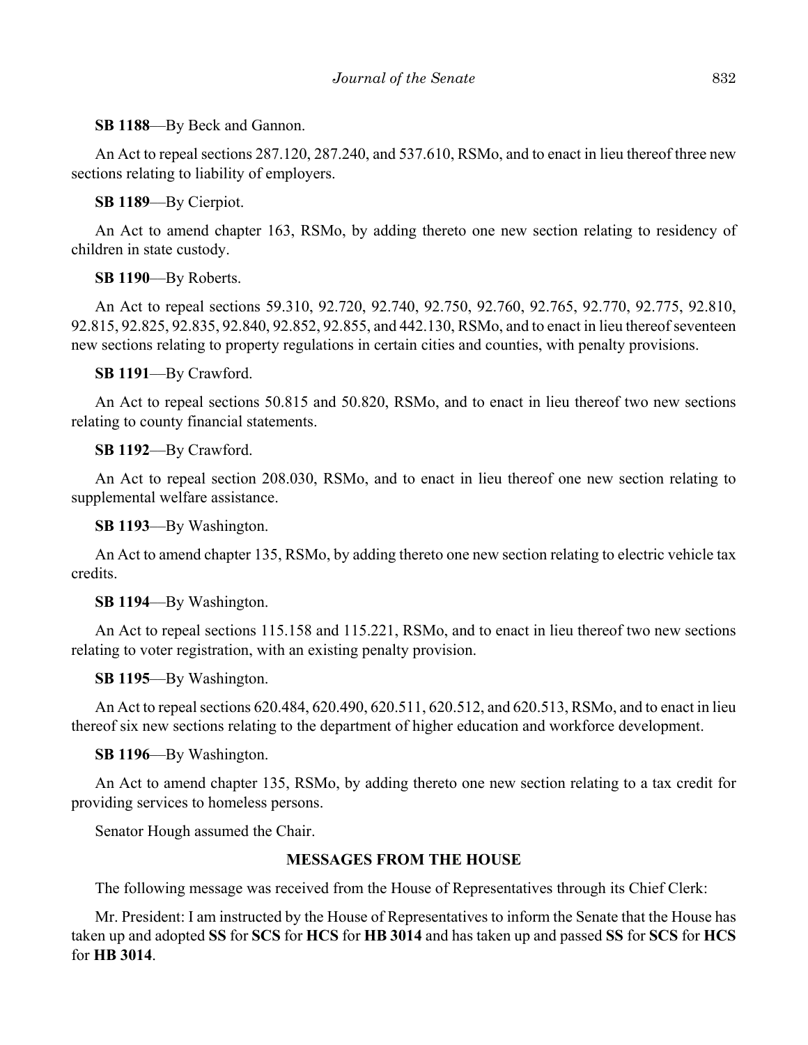**SB 1188**—By Beck and Gannon.

An Act to repeal sections 287.120, 287.240, and 537.610, RSMo, and to enact in lieu thereof three new sections relating to liability of employers.

**SB 1189**—By Cierpiot.

An Act to amend chapter 163, RSMo, by adding thereto one new section relating to residency of children in state custody.

**SB 1190**—By Roberts.

An Act to repeal sections 59.310, 92.720, 92.740, 92.750, 92.760, 92.765, 92.770, 92.775, 92.810, 92.815, 92.825, 92.835, 92.840, 92.852, 92.855, and 442.130, RSMo, and to enact in lieu thereof seventeen new sections relating to property regulations in certain cities and counties, with penalty provisions.

**SB 1191**—By Crawford.

An Act to repeal sections 50.815 and 50.820, RSMo, and to enact in lieu thereof two new sections relating to county financial statements.

**SB 1192**—By Crawford.

An Act to repeal section 208.030, RSMo, and to enact in lieu thereof one new section relating to supplemental welfare assistance.

**SB 1193**—By Washington.

An Act to amend chapter 135, RSMo, by adding thereto one new section relating to electric vehicle tax credits.

**SB 1194**—By Washington.

An Act to repeal sections 115.158 and 115.221, RSMo, and to enact in lieu thereof two new sections relating to voter registration, with an existing penalty provision.

**SB 1195**—By Washington.

An Act to repeal sections 620.484, 620.490, 620.511, 620.512, and 620.513, RSMo, and to enact in lieu thereof six new sections relating to the department of higher education and workforce development.

**SB 1196**—By Washington.

An Act to amend chapter 135, RSMo, by adding thereto one new section relating to a tax credit for providing services to homeless persons.

Senator Hough assumed the Chair.

## MESSAGES FROM THE HOUSE

The following message was received from the House of Representatives through its Chief Clerk:

Mr. President: I am instructed by the House of Representatives to inform the Senate that the House has taken up and adopted **SS** for **SCS** for **HCS** for **HB 3014** and has taken up and passed **SS** for **SCS** for **HCS** for **HB 3014**.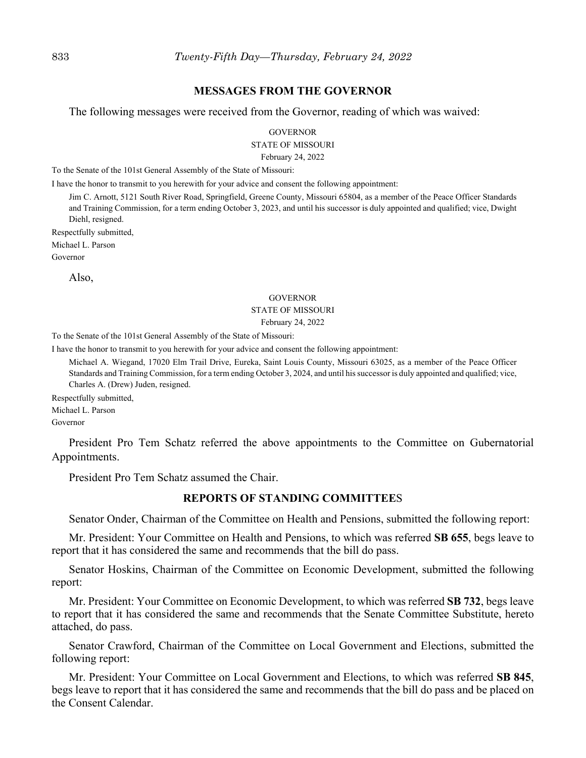## MESSAGES FROM THE GOVERNOR

The following messages were received from the Governor, reading of which was waived:

GOVERNOR
STATE OF MISSOURI
February 24, 2022

To the Senate of the 101st General Assembly of the State of Missouri:

I have the honor to transmit to you herewith for your advice and consent the following appointment:

Jim C. Arnott, 5121 South River Road, Springfield, Greene County, Missouri 65804, as a member of the Peace Officer Standards and Training Commission, for a term ending October 3, 2023, and until his successor is duly appointed and qualified; vice, Dwight Diehl, resigned.

Respectfully submitted,
Michael L. Parson
Governor

Also,

GOVERNOR
STATE OF MISSOURI
February 24, 2022

To the Senate of the 101st General Assembly of the State of Missouri:

I have the honor to transmit to you herewith for your advice and consent the following appointment:

Michael A. Wiegand, 17020 Elm Trail Drive, Eureka, Saint Louis County, Missouri 63025, as a member of the Peace Officer Standards and Training Commission, for a term ending October 3, 2024, and until his successor is duly appointed and qualified; vice, Charles A. (Drew) Juden, resigned.

Respectfully submitted,
Michael L. Parson
Governor

President Pro Tem Schatz referred the above appointments to the Committee on Gubernatorial Appointments.

President Pro Tem Schatz assumed the Chair.

## REPORTS OF STANDING COMMITTEES

Senator Onder, Chairman of the Committee on Health and Pensions, submitted the following report:

Mr. President: Your Committee on Health and Pensions, to which was referred **SB 655**, begs leave to report that it has considered the same and recommends that the bill do pass.

Senator Hoskins, Chairman of the Committee on Economic Development, submitted the following report:

Mr. President: Your Committee on Economic Development, to which was referred **SB 732**, begs leave to report that it has considered the same and recommends that the Senate Committee Substitute, hereto attached, do pass.

Senator Crawford, Chairman of the Committee on Local Government and Elections, submitted the following report:

Mr. President: Your Committee on Local Government and Elections, to which was referred **SB 845**, begs leave to report that it has considered the same and recommends that the bill do pass and be placed on the Consent Calendar.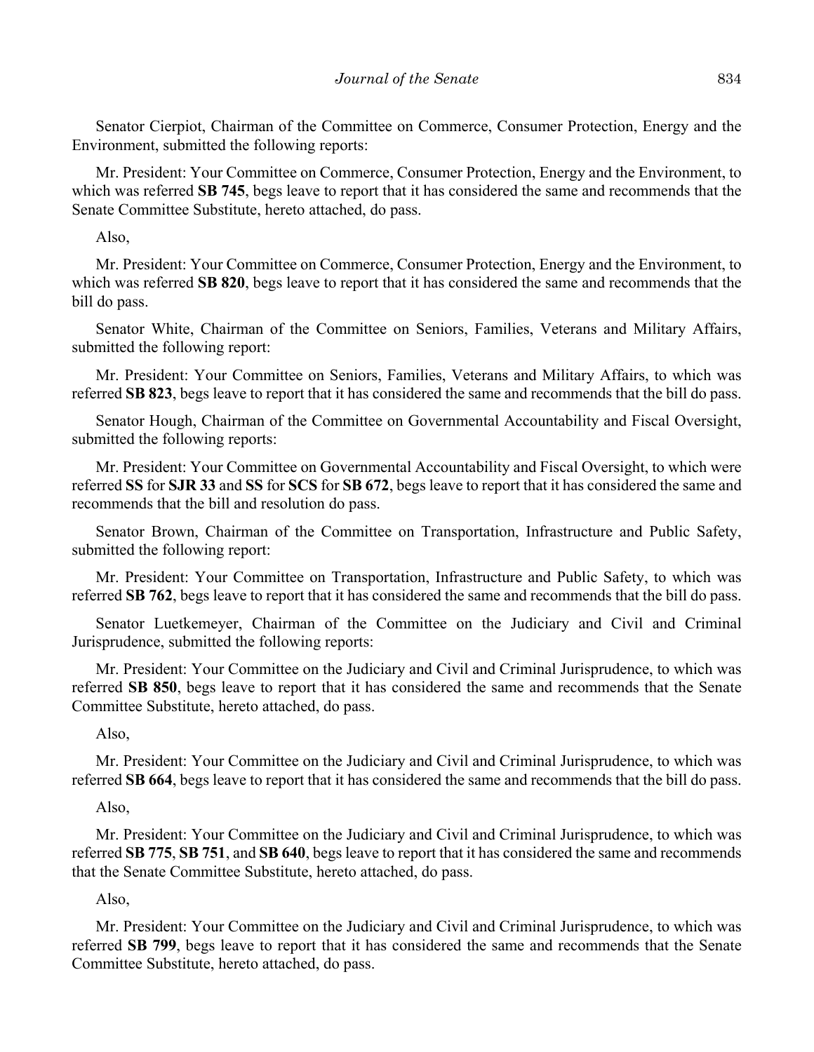Senator Cierpiot, Chairman of the Committee on Commerce, Consumer Protection, Energy and the Environment, submitted the following reports:

Mr. President: Your Committee on Commerce, Consumer Protection, Energy and the Environment, to which was referred **SB 745**, begs leave to report that it has considered the same and recommends that the Senate Committee Substitute, hereto attached, do pass.

Also,

Mr. President: Your Committee on Commerce, Consumer Protection, Energy and the Environment, to which was referred **SB 820**, begs leave to report that it has considered the same and recommends that the bill do pass.

Senator White, Chairman of the Committee on Seniors, Families, Veterans and Military Affairs, submitted the following report:

Mr. President: Your Committee on Seniors, Families, Veterans and Military Affairs, to which was referred **SB 823**, begs leave to report that it has considered the same and recommends that the bill do pass.

Senator Hough, Chairman of the Committee on Governmental Accountability and Fiscal Oversight, submitted the following reports:

Mr. President: Your Committee on Governmental Accountability and Fiscal Oversight, to which were referred **SS** for **SJR 33** and **SS** for **SCS** for **SB 672**, begs leave to report that it has considered the same and recommends that the bill and resolution do pass.

Senator Brown, Chairman of the Committee on Transportation, Infrastructure and Public Safety, submitted the following report:

Mr. President: Your Committee on Transportation, Infrastructure and Public Safety, to which was referred **SB 762**, begs leave to report that it has considered the same and recommends that the bill do pass.

Senator Luetkemeyer, Chairman of the Committee on the Judiciary and Civil and Criminal Jurisprudence, submitted the following reports:

Mr. President: Your Committee on the Judiciary and Civil and Criminal Jurisprudence, to which was referred **SB 850**, begs leave to report that it has considered the same and recommends that the Senate Committee Substitute, hereto attached, do pass.

Also,

Mr. President: Your Committee on the Judiciary and Civil and Criminal Jurisprudence, to which was referred **SB 664**, begs leave to report that it has considered the same and recommends that the bill do pass.

Also,

Mr. President: Your Committee on the Judiciary and Civil and Criminal Jurisprudence, to which was referred **SB 775**, **SB 751**, and **SB 640**, begs leave to report that it has considered the same and recommends that the Senate Committee Substitute, hereto attached, do pass.

Also,

Mr. President: Your Committee on the Judiciary and Civil and Criminal Jurisprudence, to which was referred **SB 799**, begs leave to report that it has considered the same and recommends that the Senate Committee Substitute, hereto attached, do pass.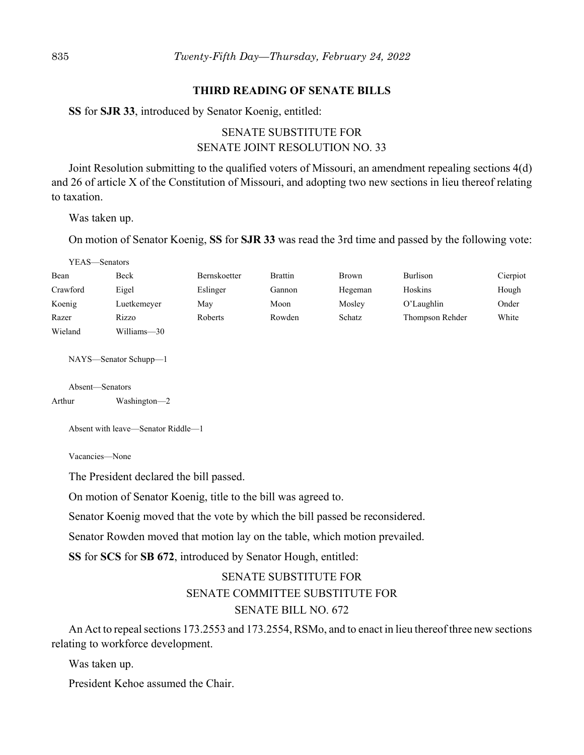### THIRD READING OF SENATE BILLS

**SS** for **SJR 33**, introduced by Senator Koenig, entitled:

SENATE SUBSTITUTE FOR
SENATE JOINT RESOLUTION NO. 33

Joint Resolution submitting to the qualified voters of Missouri, an amendment repealing sections 4(d) and 26 of article X of the Constitution of Missouri, and adopting two new sections in lieu thereof relating to taxation.

Was taken up.

On motion of Senator Koenig, **SS** for **SJR 33** was read the 3rd time and passed by the following vote:

YEAS—Senators

| | | | | | | |
|---|---|---|---|---|---|---|
| Bean | Beck | Bernskoetter | Brattin | Brown | Burlison | Cierpiot |
| Crawford | Eigel | Eslinger | Gannon | Hegeman | Hoskins | Hough |
| Koenig | Luetkemeyer | May | Moon | Mosley | O'Laughlin | Onder |
| Razer | Rizzo | Roberts | Rowden | Schatz | Thompson Rehder | White |
| Wieland | Williams—30 | | | | | |

NAYS—Senator Schupp—1

Absent—Senators

Arthur Washington—2

Absent with leave—Senator Riddle—1

Vacancies—None

The President declared the bill passed.

On motion of Senator Koenig, title to the bill was agreed to.

Senator Koenig moved that the vote by which the bill passed be reconsidered.

Senator Rowden moved that motion lay on the table, which motion prevailed.

**SS** for **SCS** for **SB 672**, introduced by Senator Hough, entitled:

SENATE SUBSTITUTE FOR
SENATE COMMITTEE SUBSTITUTE FOR
SENATE BILL NO. 672

An Act to repeal sections 173.2553 and 173.2554, RSMo, and to enact in lieu thereof three new sections relating to workforce development.

Was taken up.

President Kehoe assumed the Chair.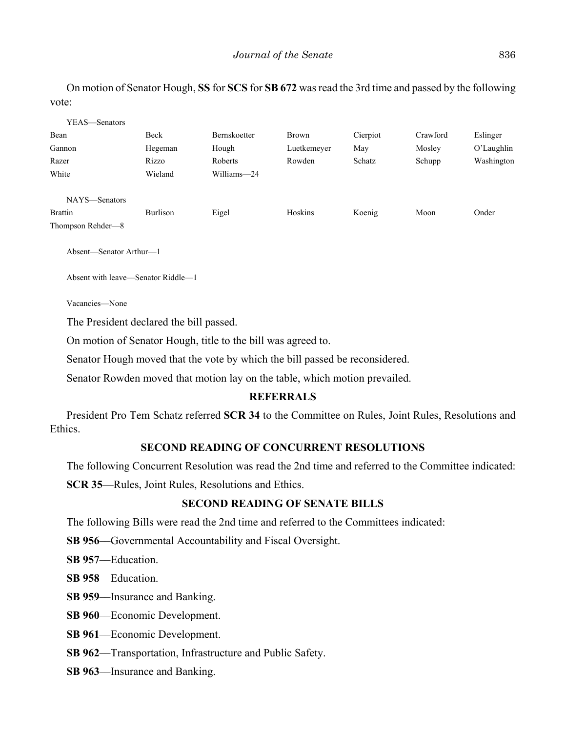On motion of Senator Hough, **SS** for **SCS** for **SB 672** was read the 3rd time and passed by the following vote:

YEAS—Senators

| | | | | | | |
|---|---|---|---|---|---|---|
| Bean | Beck | Bernskoetter | Brown | Cierpiot | Crawford | Eslinger |
| Gannon | Hegeman | Hough | Luetkemeyer | May | Mosley | O'Laughlin |
| Razer | Rizzo | Roberts | Rowden | Schatz | Schupp | Washington |
| White | Wieland | Williams—24 | | | | |

NAYS—Senators

| | | | | | | |
|---|---|---|---|---|---|---|
| Brattin | Burlison | Eigel | Hoskins | Koenig | Moon | Onder |
| Thompson Rehder—8 | | | | | | |

Absent—Senator Arthur—1

Absent with leave—Senator Riddle—1

Vacancies—None

The President declared the bill passed.

On motion of Senator Hough, title to the bill was agreed to.

Senator Hough moved that the vote by which the bill passed be reconsidered.

Senator Rowden moved that motion lay on the table, which motion prevailed.

## REFERRALS

President Pro Tem Schatz referred **SCR 34** to the Committee on Rules, Joint Rules, Resolutions and Ethics.

## SECOND READING OF CONCURRENT RESOLUTIONS

The following Concurrent Resolution was read the 2nd time and referred to the Committee indicated:

**SCR 35**—Rules, Joint Rules, Resolutions and Ethics.

## SECOND READING OF SENATE BILLS

The following Bills were read the 2nd time and referred to the Committees indicated:

**SB 956**—Governmental Accountability and Fiscal Oversight.

**SB 957**—Education.

**SB 958**—Education.

**SB 959**—Insurance and Banking.

**SB 960**—Economic Development.

**SB 961**—Economic Development.

**SB 962**—Transportation, Infrastructure and Public Safety.

**SB 963**—Insurance and Banking.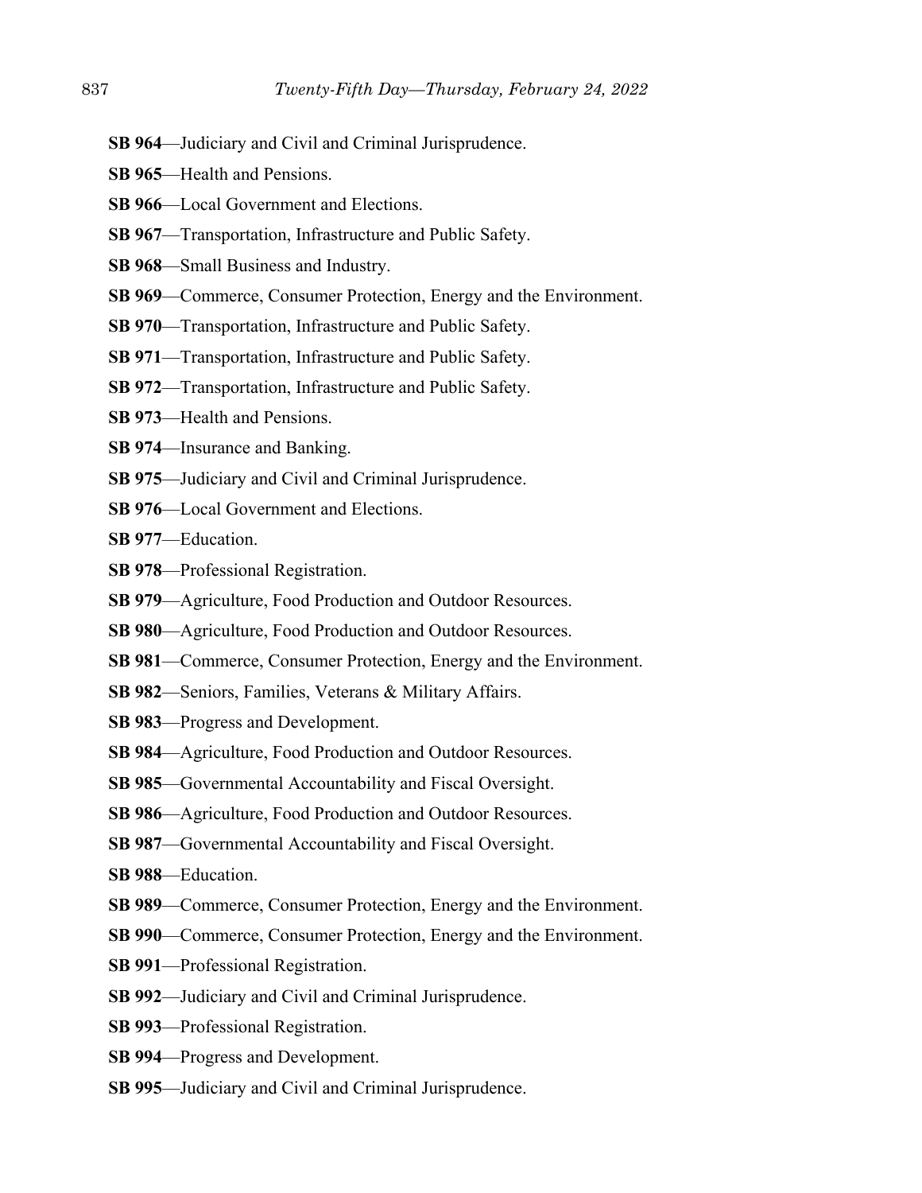**SB 964**—Judiciary and Civil and Criminal Jurisprudence.

**SB 965**—Health and Pensions.

**SB 966**—Local Government and Elections.

**SB 967**—Transportation, Infrastructure and Public Safety.

**SB 968**—Small Business and Industry.

**SB 969**—Commerce, Consumer Protection, Energy and the Environment.

**SB 970**—Transportation, Infrastructure and Public Safety.

**SB 971**—Transportation, Infrastructure and Public Safety.

**SB 972**—Transportation, Infrastructure and Public Safety.

**SB 973**—Health and Pensions.

**SB 974**—Insurance and Banking.

**SB 975**—Judiciary and Civil and Criminal Jurisprudence.

**SB 976**—Local Government and Elections.

**SB 977**—Education.

**SB 978**—Professional Registration.

**SB 979**—Agriculture, Food Production and Outdoor Resources.

**SB 980**—Agriculture, Food Production and Outdoor Resources.

**SB 981**—Commerce, Consumer Protection, Energy and the Environment.

**SB 982**—Seniors, Families, Veterans & Military Affairs.

**SB 983**—Progress and Development.

**SB 984**—Agriculture, Food Production and Outdoor Resources.

**SB 985**—Governmental Accountability and Fiscal Oversight.

**SB 986**—Agriculture, Food Production and Outdoor Resources.

**SB 987**—Governmental Accountability and Fiscal Oversight.

**SB 988**—Education.

**SB 989**—Commerce, Consumer Protection, Energy and the Environment.

**SB 990**—Commerce, Consumer Protection, Energy and the Environment.

**SB 991**—Professional Registration.

**SB 992**—Judiciary and Civil and Criminal Jurisprudence.

**SB 993**—Professional Registration.

**SB 994**—Progress and Development.

**SB 995**—Judiciary and Civil and Criminal Jurisprudence.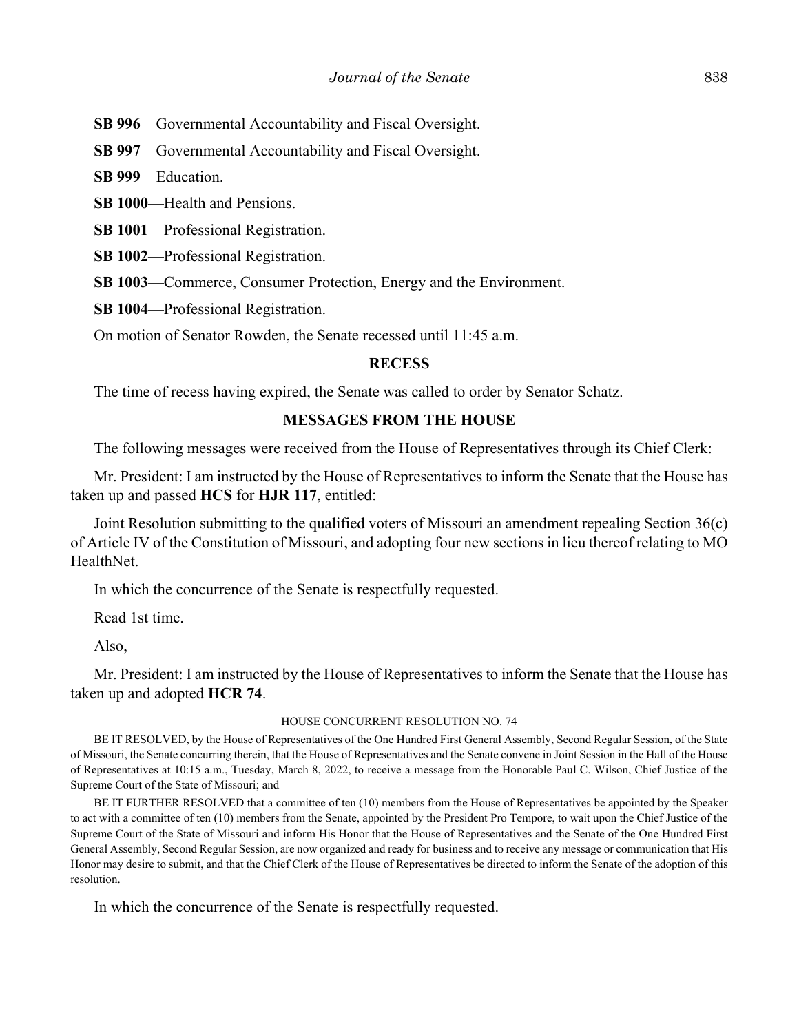**SB 996**—Governmental Accountability and Fiscal Oversight.

**SB 997**—Governmental Accountability and Fiscal Oversight.

**SB 999**—Education.

**SB 1000**—Health and Pensions.

**SB 1001**—Professional Registration.

**SB 1002**—Professional Registration.

**SB 1003**—Commerce, Consumer Protection, Energy and the Environment.

**SB 1004**—Professional Registration.

On motion of Senator Rowden, the Senate recessed until 11:45 a.m.

**RECESS**

The time of recess having expired, the Senate was called to order by Senator Schatz.

**MESSAGES FROM THE HOUSE**

The following messages were received from the House of Representatives through its Chief Clerk:

Mr. President: I am instructed by the House of Representatives to inform the Senate that the House has taken up and passed **HCS** for **HJR 117**, entitled:

Joint Resolution submitting to the qualified voters of Missouri an amendment repealing Section 36(c) of Article IV of the Constitution of Missouri, and adopting four new sections in lieu thereof relating to MO HealthNet.

In which the concurrence of the Senate is respectfully requested.

Read 1st time.

Also,

Mr. President: I am instructed by the House of Representatives to inform the Senate that the House has taken up and adopted **HCR 74**.

HOUSE CONCURRENT RESOLUTION NO. 74

BE IT RESOLVED, by the House of Representatives of the One Hundred First General Assembly, Second Regular Session, of the State of Missouri, the Senate concurring therein, that the House of Representatives and the Senate convene in Joint Session in the Hall of the House of Representatives at 10:15 a.m., Tuesday, March 8, 2022, to receive a message from the Honorable Paul C. Wilson, Chief Justice of the Supreme Court of the State of Missouri; and

BE IT FURTHER RESOLVED that a committee of ten (10) members from the House of Representatives be appointed by the Speaker to act with a committee of ten (10) members from the Senate, appointed by the President Pro Tempore, to wait upon the Chief Justice of the Supreme Court of the State of Missouri and inform His Honor that the House of Representatives and the Senate of the One Hundred First General Assembly, Second Regular Session, are now organized and ready for business and to receive any message or communication that His Honor may desire to submit, and that the Chief Clerk of the House of Representatives be directed to inform the Senate of the adoption of this resolution.

In which the concurrence of the Senate is respectfully requested.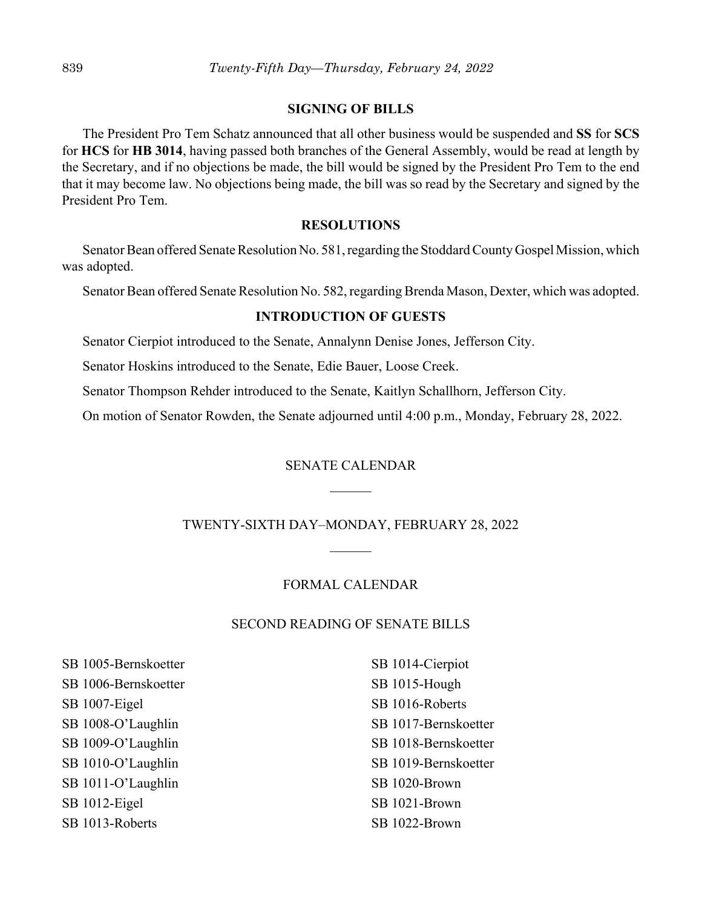## SIGNING OF BILLS

The President Pro Tem Schatz announced that all other business would be suspended and **SS** for **SCS** for **HCS** for **HB 3014**, having passed both branches of the General Assembly, would be read at length by the Secretary, and if no objections be made, the bill would be signed by the President Pro Tem to the end that it may become law. No objections being made, the bill was so read by the Secretary and signed by the President Pro Tem.

## RESOLUTIONS

Senator Bean offered Senate Resolution No. 581, regarding the Stoddard County Gospel Mission, which was adopted.

Senator Bean offered Senate Resolution No. 582, regarding Brenda Mason, Dexter, which was adopted.

## INTRODUCTION OF GUESTS

Senator Cierpiot introduced to the Senate, Annalynn Denise Jones, Jefferson City.

Senator Hoskins introduced to the Senate, Edie Bauer, Loose Creek.

Senator Thompson Rehder introduced to the Senate, Kaitlyn Schallhorn, Jefferson City.

On motion of Senator Rowden, the Senate adjourned until 4:00 p.m., Monday, February 28, 2022.

# SENATE CALENDAR

## TWENTY-SIXTH DAY–MONDAY, FEBRUARY 28, 2022

## FORMAL CALENDAR

### SECOND READING OF SENATE BILLS

SB 1005-Bernskoetter
SB 1006-Bernskoetter
SB 1007-Eigel
SB 1008-O'Laughlin
SB 1009-O'Laughlin
SB 1010-O'Laughlin
SB 1011-O'Laughlin
SB 1012-Eigel
SB 1013-Roberts
SB 1014-Cierpiot
SB 1015-Hough
SB 1016-Roberts
SB 1017-Bernskoetter
SB 1018-Bernskoetter
SB 1019-Bernskoetter
SB 1020-Brown
SB 1021-Brown
SB 1022-Brown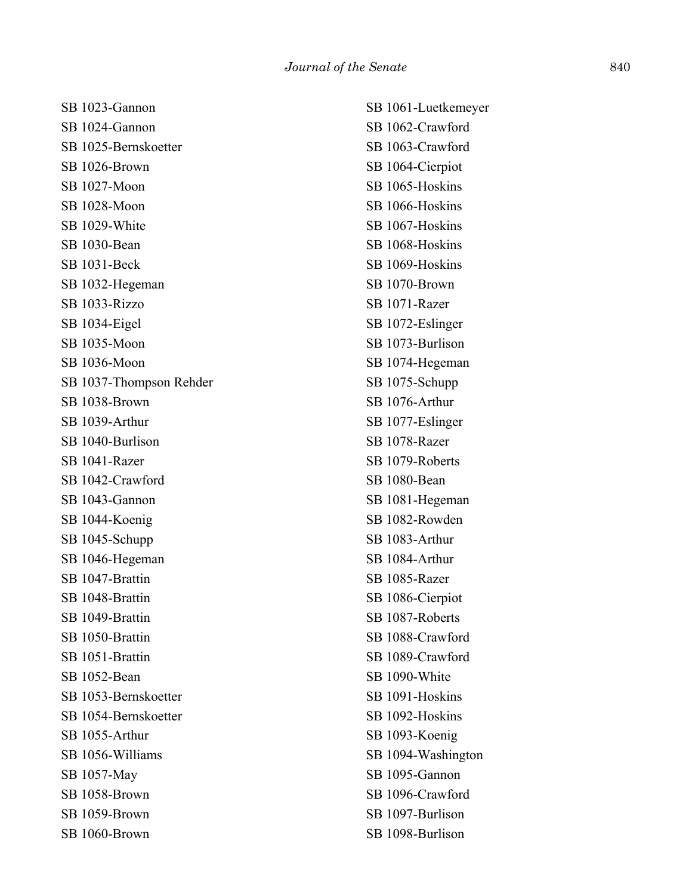SB 1023-Gannon
SB 1024-Gannon
SB 1025-Bernskoetter
SB 1026-Brown
SB 1027-Moon
SB 1028-Moon
SB 1029-White
SB 1030-Bean
SB 1031-Beck
SB 1032-Hegeman
SB 1033-Rizzo
SB 1034-Eigel
SB 1035-Moon
SB 1036-Moon
SB 1037-Thompson Rehder
SB 1038-Brown
SB 1039-Arthur
SB 1040-Burlison
SB 1041-Razer
SB 1042-Crawford
SB 1043-Gannon
SB 1044-Koenig
SB 1045-Schupp
SB 1046-Hegeman
SB 1047-Brattin
SB 1048-Brattin
SB 1049-Brattin
SB 1050-Brattin
SB 1051-Brattin
SB 1052-Bean
SB 1053-Bernskoetter
SB 1054-Bernskoetter
SB 1055-Arthur
SB 1056-Williams
SB 1057-May
SB 1058-Brown
SB 1059-Brown
SB 1060-Brown
SB 1061-Luetkemeyer
SB 1062-Crawford
SB 1063-Crawford
SB 1064-Cierpiot
SB 1065-Hoskins
SB 1066-Hoskins
SB 1067-Hoskins
SB 1068-Hoskins
SB 1069-Hoskins
SB 1070-Brown
SB 1071-Razer
SB 1072-Eslinger
SB 1073-Burlison
SB 1074-Hegeman
SB 1075-Schupp
SB 1076-Arthur
SB 1077-Eslinger
SB 1078-Razer
SB 1079-Roberts
SB 1080-Bean
SB 1081-Hegeman
SB 1082-Rowden
SB 1083-Arthur
SB 1084-Arthur
SB 1085-Razer
SB 1086-Cierpiot
SB 1087-Roberts
SB 1088-Crawford
SB 1089-Crawford
SB 1090-White
SB 1091-Hoskins
SB 1092-Hoskins
SB 1093-Koenig
SB 1094-Washington
SB 1095-Gannon
SB 1096-Crawford
SB 1097-Burlison
SB 1098-Burlison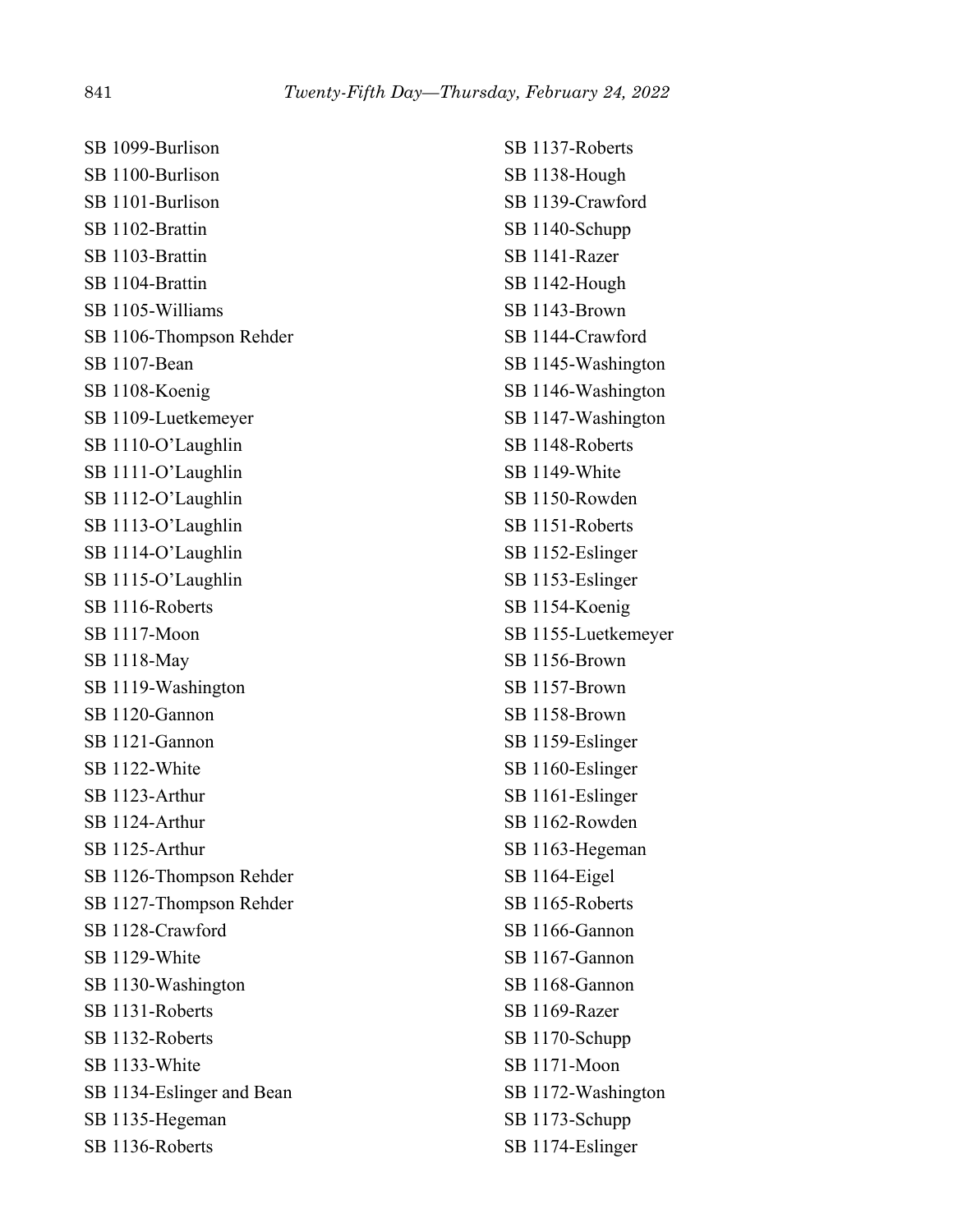SB 1099-Burlison
SB 1100-Burlison
SB 1101-Burlison
SB 1102-Brattin
SB 1103-Brattin
SB 1104-Brattin
SB 1105-Williams
SB 1106-Thompson Rehder
SB 1107-Bean
SB 1108-Koenig
SB 1109-Luetkemeyer
SB 1110-O'Laughlin
SB 1111-O'Laughlin
SB 1112-O'Laughlin
SB 1113-O'Laughlin
SB 1114-O'Laughlin
SB 1115-O'Laughlin
SB 1116-Roberts
SB 1117-Moon
SB 1118-May
SB 1119-Washington
SB 1120-Gannon
SB 1121-Gannon
SB 1122-White
SB 1123-Arthur
SB 1124-Arthur
SB 1125-Arthur
SB 1126-Thompson Rehder
SB 1127-Thompson Rehder
SB 1128-Crawford
SB 1129-White
SB 1130-Washington
SB 1131-Roberts
SB 1132-Roberts
SB 1133-White
SB 1134-Eslinger and Bean
SB 1135-Hegeman
SB 1136-Roberts
SB 1137-Roberts
SB 1138-Hough
SB 1139-Crawford
SB 1140-Schupp
SB 1141-Razer
SB 1142-Hough
SB 1143-Brown
SB 1144-Crawford
SB 1145-Washington
SB 1146-Washington
SB 1147-Washington
SB 1148-Roberts
SB 1149-White
SB 1150-Rowden
SB 1151-Roberts
SB 1152-Eslinger
SB 1153-Eslinger
SB 1154-Koenig
SB 1155-Luetkemeyer
SB 1156-Brown
SB 1157-Brown
SB 1158-Brown
SB 1159-Eslinger
SB 1160-Eslinger
SB 1161-Eslinger
SB 1162-Rowden
SB 1163-Hegeman
SB 1164-Eigel
SB 1165-Roberts
SB 1166-Gannon
SB 1167-Gannon
SB 1168-Gannon
SB 1169-Razer
SB 1170-Schupp
SB 1171-Moon
SB 1172-Washington
SB 1173-Schupp
SB 1174-Eslinger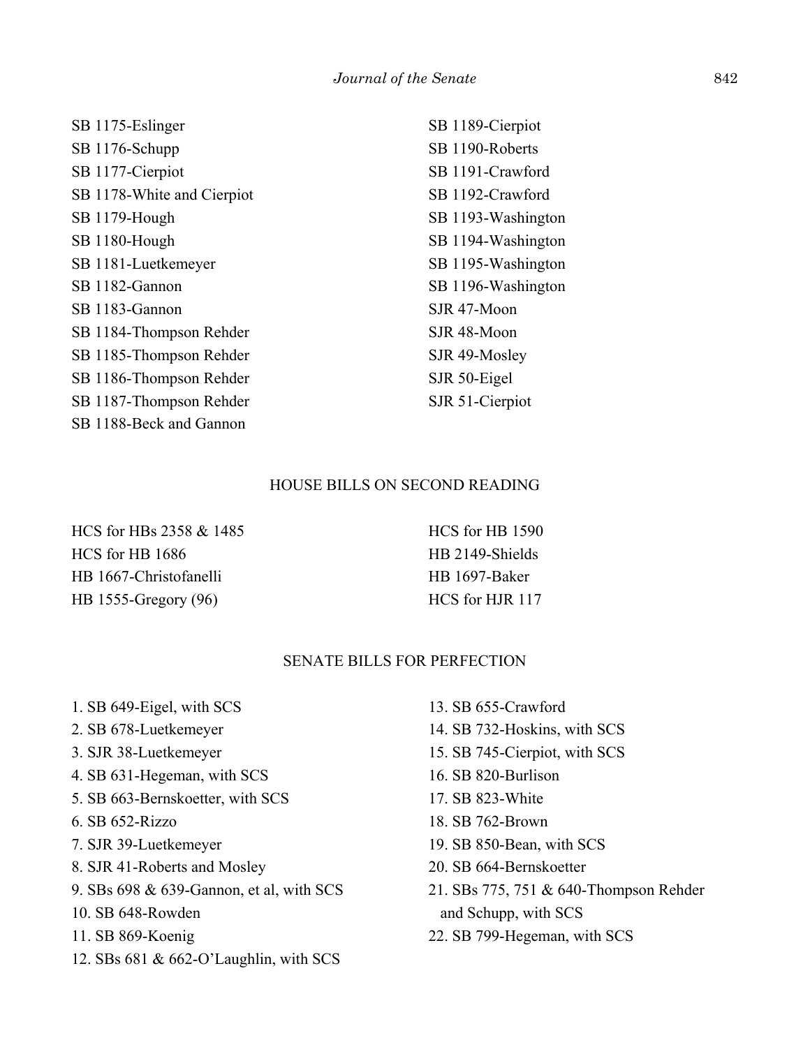SB 1175-Eslinger
SB 1176-Schupp
SB 1177-Cierpiot
SB 1178-White and Cierpiot
SB 1179-Hough
SB 1180-Hough
SB 1181-Luetkemeyer
SB 1182-Gannon
SB 1183-Gannon
SB 1184-Thompson Rehder
SB 1185-Thompson Rehder
SB 1186-Thompson Rehder
SB 1187-Thompson Rehder
SB 1188-Beck and Gannon
SB 1189-Cierpiot
SB 1190-Roberts
SB 1191-Crawford
SB 1192-Crawford
SB 1193-Washington
SB 1194-Washington
SB 1195-Washington
SB 1196-Washington
SJR 47-Moon
SJR 48-Moon
SJR 49-Mosley
SJR 50-Eigel
SJR 51-Cierpiot

## HOUSE BILLS ON SECOND READING

HCS for HBs 2358 & 1485
HCS for HB 1686
HB 1667-Christofanelli
HB 1555-Gregory (96)
HCS for HB 1590
HB 2149-Shields
HB 1697-Baker
HCS for HJR 117

## SENATE BILLS FOR PERFECTION

1. SB 649-Eigel, with SCS
2. SB 678-Luetkemeyer
3. SJR 38-Luetkemeyer
4. SB 631-Hegeman, with SCS
5. SB 663-Bernskoetter, with SCS
6. SB 652-Rizzo
7. SJR 39-Luetkemeyer
8. SJR 41-Roberts and Mosley
9. SBs 698 & 639-Gannon, et al, with SCS
10. SB 648-Rowden
11. SB 869-Koenig
12. SBs 681 & 662-O'Laughlin, with SCS
13. SB 655-Crawford
14. SB 732-Hoskins, with SCS
15. SB 745-Cierpiot, with SCS
16. SB 820-Burlison
17. SB 823-White
18. SB 762-Brown
19. SB 850-Bean, with SCS
20. SB 664-Bernskoetter
21. SBs 775, 751 & 640-Thompson Rehder and Schupp, with SCS
22. SB 799-Hegeman, with SCS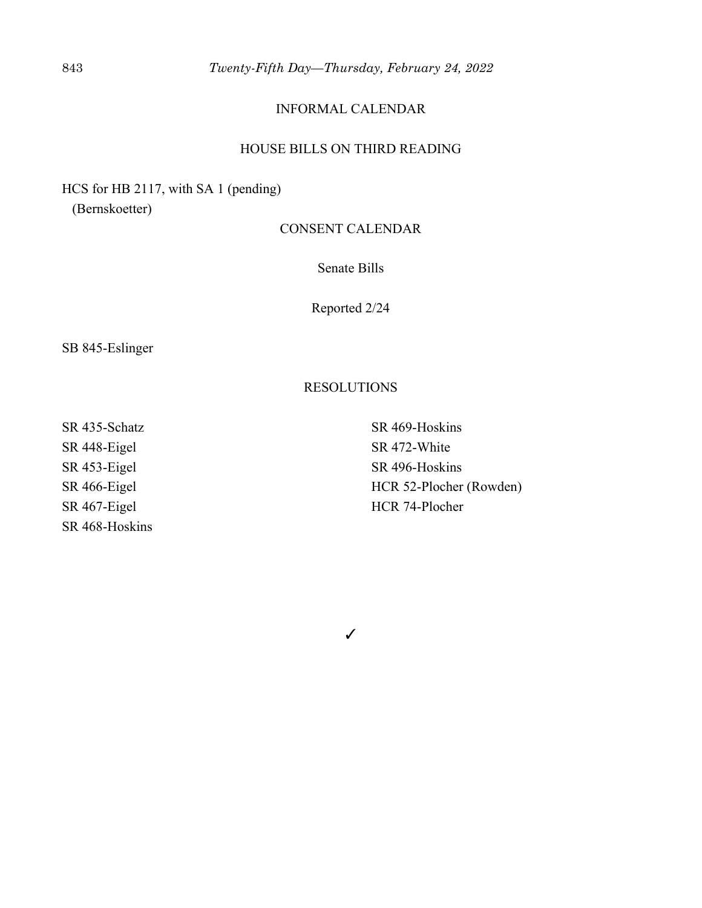## INFORMAL CALENDAR

### HOUSE BILLS ON THIRD READING

HCS for HB 2117, with SA 1 (pending)
(Bernskoetter)

## CONSENT CALENDAR

### Senate Bills

Reported 2/24

SB 845-Eslinger

## RESOLUTIONS

SR 435-Schatz
SR 448-Eigel
SR 453-Eigel
SR 466-Eigel
SR 467-Eigel
SR 468-Hoskins
SR 469-Hoskins
SR 472-White
SR 496-Hoskins
HCR 52-Plocher (Rowden)
HCR 74-Plocher

✓